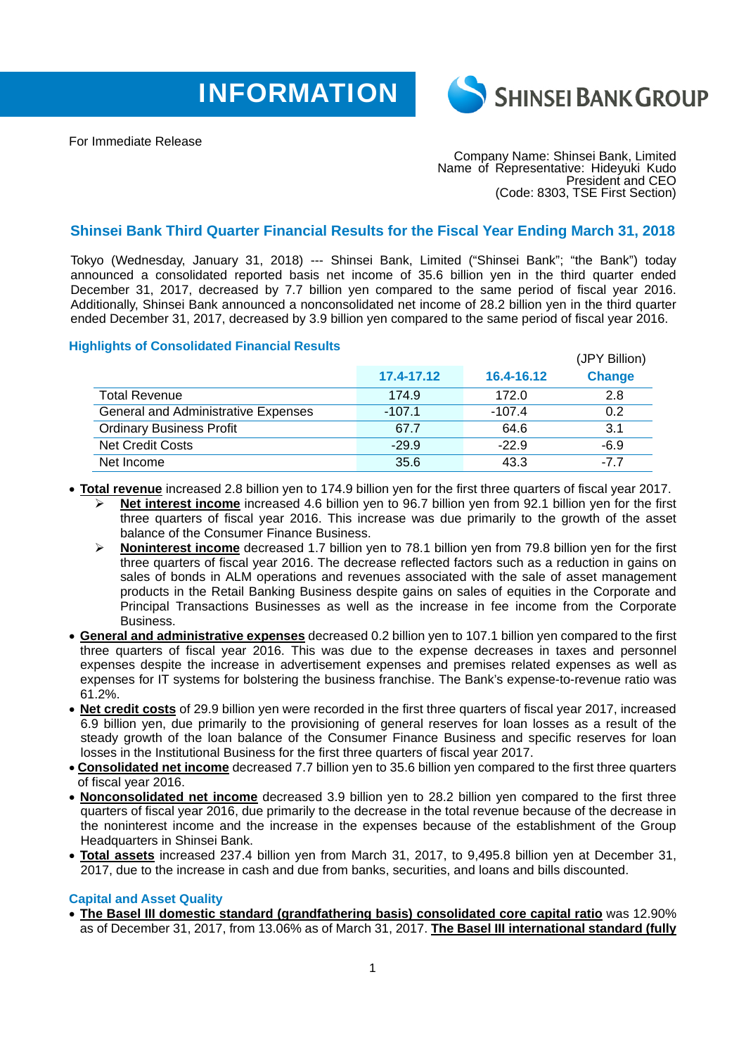INFORMATION

SHINSEI BANK GROUP

For Immediate Release

Company Name: Shinsei Bank, Limited
Name of Representative: Hideyuki Kudo
President and CEO
(Code: 8303, TSE First Section)

## Shinsei Bank Third Quarter Financial Results for the Fiscal Year Ending March 31, 2018

Tokyo (Wednesday, January 31, 2018) --- Shinsei Bank, Limited ("Shinsei Bank"; "the Bank") today announced a consolidated reported basis net income of 35.6 billion yen in the third quarter ended December 31, 2017, decreased by 7.7 billion yen compared to the same period of fiscal year 2016. Additionally, Shinsei Bank announced a nonconsolidated net income of 28.2 billion yen in the third quarter ended December 31, 2017, decreased by 3.9 billion yen compared to the same period of fiscal year 2016.

### Highlights of Consolidated Financial Results

(JPY Billion)

| | 17.4-17.12 | 16.4-16.12 | Change |
|---|---|---|---|
| Total Revenue | 174.9 | 172.0 | 2.8 |
| General and Administrative Expenses | -107.1 | -107.4 | 0.2 |
| Ordinary Business Profit | 67.7 | 64.6 | 3.1 |
| Net Credit Costs | -29.9 | -22.9 | -6.9 |
| Net Income | 35.6 | 43.3 | -7.7 |

- **Total revenue** increased 2.8 billion yen to 174.9 billion yen for the first three quarters of fiscal year 2017.
  - **Net interest income** increased 4.6 billion yen to 96.7 billion yen from 92.1 billion yen for the first three quarters of fiscal year 2016. This increase was due primarily to the growth of the asset balance of the Consumer Finance Business.
  - **Noninterest income** decreased 1.7 billion yen to 78.1 billion yen from 79.8 billion yen for the first three quarters of fiscal year 2016. The decrease reflected factors such as a reduction in gains on sales of bonds in ALM operations and revenues associated with the sale of asset management products in the Retail Banking Business despite gains on sales of equities in the Corporate and Principal Transactions Businesses as well as the increase in fee income from the Corporate Business.
- **General and administrative expenses** decreased 0.2 billion yen to 107.1 billion yen compared to the first three quarters of fiscal year 2016. This was due to the expense decreases in taxes and personnel expenses despite the increase in advertisement expenses and premises related expenses as well as expenses for IT systems for bolstering the business franchise. The Bank's expense-to-revenue ratio was 61.2%.
- **Net credit costs** of 29.9 billion yen were recorded in the first three quarters of fiscal year 2017, increased 6.9 billion yen, due primarily to the provisioning of general reserves for loan losses as a result of the steady growth of the loan balance of the Consumer Finance Business and specific reserves for loan losses in the Institutional Business for the first three quarters of fiscal year 2017.
- **Consolidated net income** decreased 7.7 billion yen to 35.6 billion yen compared to the first three quarters of fiscal year 2016.
- **Nonconsolidated net income** decreased 3.9 billion yen to 28.2 billion yen compared to the first three quarters of fiscal year 2016, due primarily to the decrease in the total revenue because of the decrease in the noninterest income and the increase in the expenses because of the establishment of the Group Headquarters in Shinsei Bank.
- **Total assets** increased 237.4 billion yen from March 31, 2017, to 9,495.8 billion yen at December 31, 2017, due to the increase in cash and due from banks, securities, and loans and bills discounted.

### Capital and Asset Quality

- **The Basel III domestic standard (grandfathering basis) consolidated core capital ratio** was 12.90% as of December 31, 2017, from 13.06% as of March 31, 2017. **The Basel III international standard (fully**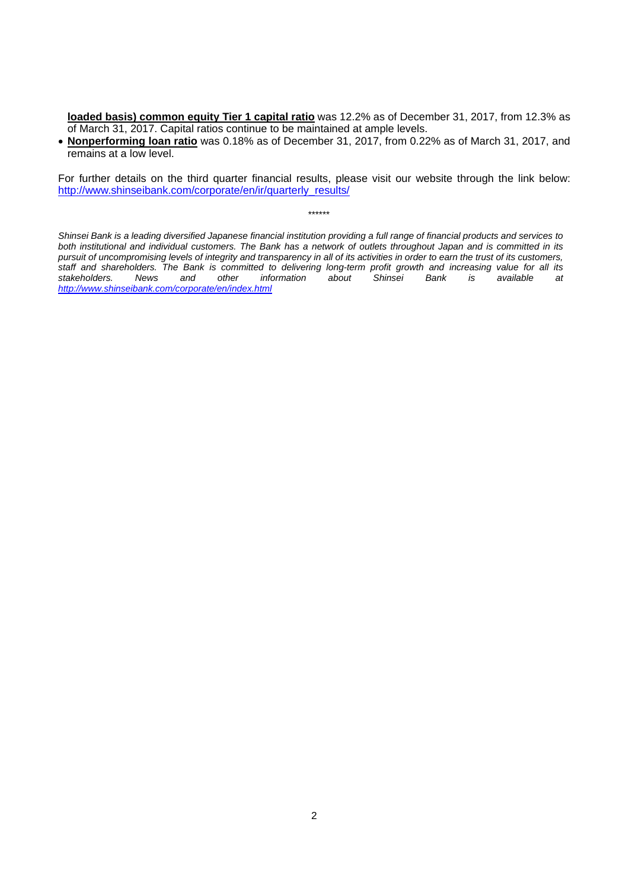**loaded basis) common equity Tier 1 capital ratio** was 12.2% as of December 31, 2017, from 12.3% as of March 31, 2017. Capital ratios continue to be maintained at ample levels.

- **Nonperforming loan ratio** was 0.18% as of December 31, 2017, from 0.22% as of March 31, 2017, and remains at a low level.

For further details on the third quarter financial results, please visit our website through the link below: http://www.shinseibank.com/corporate/en/ir/quarterly_results/

******

*Shinsei Bank is a leading diversified Japanese financial institution providing a full range of financial products and services to both institutional and individual customers. The Bank has a network of outlets throughout Japan and is committed in its pursuit of uncompromising levels of integrity and transparency in all of its activities in order to earn the trust of its customers, staff and shareholders. The Bank is committed to delivering long-term profit growth and increasing value for all its stakeholders. News and other information about Shinsei Bank is available at http://www.shinseibank.com/corporate/en/index.html*